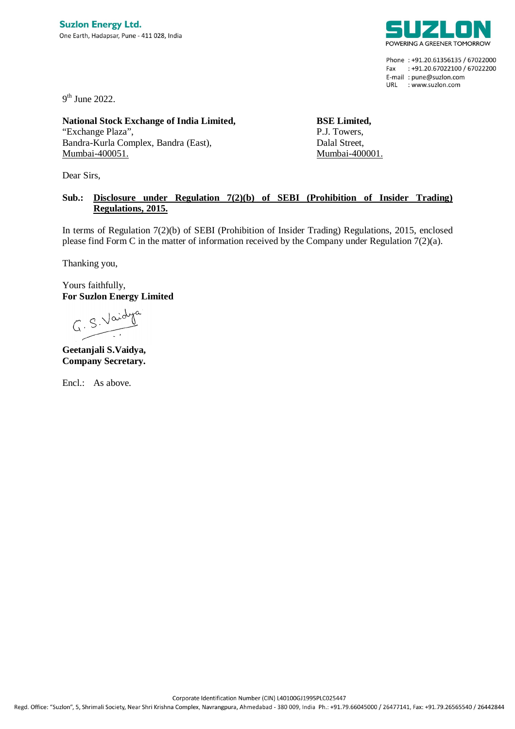**Suzlon Energy Ltd.**
One Earth, Hadapsar, Pune - 411 028, India

**SUZLON**
POWERING A GREENER TOMORROW

Phone : +91.20.61356135 / 67022000
Fax : +91.20.67022100 / 67022200
E-mail : pune@suzlon.com
URL : www.suzlon.com

9th June 2022.

**National Stock Exchange of India Limited,**
"Exchange Plaza",
Bandra-Kurla Complex, Bandra (East),
Mumbai-400051.

**BSE Limited,**
P.J. Towers,
Dalal Street,
Mumbai-400001.

Dear Sirs,

**Sub.: Disclosure under Regulation 7(2)(b) of SEBI (Prohibition of Insider Trading) Regulations, 2015.**

In terms of Regulation 7(2)(b) of SEBI (Prohibition of Insider Trading) Regulations, 2015, enclosed please find Form C in the matter of information received by the Company under Regulation 7(2)(a).

Thanking you,

Yours faithfully,
**For Suzlon Energy Limited**

G. S. Vaidya

**Geetanjali S.Vaidya,**
**Company Secretary.**

Encl.: As above.

Corporate Identification Number (CIN) L40100GJ1995PLC025447
Regd. Office: "Suzlon", 5, Shrimali Society, Near Shri Krishna Complex, Navrangpura, Ahmedabad - 380 009, India Ph.: +91.79.66045000 / 26477141, Fax: +91.79.26565540 / 26442844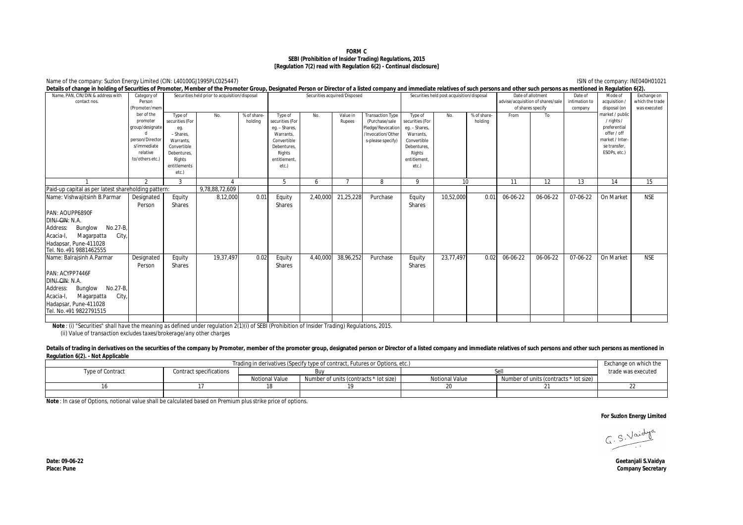**FORM C**
**SEBI (Prohibition of Insider Trading) Regulations, 2015**
**[Regulation 7(2) read with Regulation 6(2) - Continual disclosure]**

Name of the company: Suzlon Energy Limited (CIN: L40100GJ1995PLC025447)

ISIN of the company: INE040H01021

**Details of change in holding of Securities of Promoter, Member of the Promoter Group, Designated Person or Director of a listed company and immediate relatives of such persons and other such persons as mentioned in Regulation 6(2).**

| Name, PAN, CIN/DIN & address with contact nos. | Category of Person (Promoter/member of the promoter group/designated person/Directors/immediate relative to/others etc.) | Securities held prior to acquisition/disposal | | | Securities acquired/Disposed | | | | Securities held post acquisition/disposal | | | Date of allotment advise/acquisition of shares/sale of shares specify | | Date of intimation to company | Mode of acquisition / disposal (on market / public / rights / preferential offer / off market / Inter-se transfer, ESOPs, etc.) | Exchange on which the trade was executed |
|---|---|---|---|---|---|---|---|---|---|---|---|---|---|---|---|---|
| | | Type of securities (For eg. – Shares, Warrants, Convertible Debentures, Rights entitlements etc.) | No. | % of share-holding | Type of securities (For eg. – Shares, Warrants, Convertible Debentures, Rights entitlement, etc.) | No. | Value in Rupees | Transaction Type (Purchase/sale Pledge/Revocation /Invocation/Other s-please specify) | Type of securities (For eg. – Shares, Warrants, Convertible Debentures, Rights entitlement, etc.) | No. | % of share-holding | From | To | | | |
| 1 | 2 | 3 | 4 | | 5 | 6 | 7 | 8 | 9 | 10 | | 11 | 12 | 13 | 14 | 15 |
| Paid-up capital as per latest shareholding pattern: | | | 9,78,88,72,609 | | | | | | | | | | | | | |
| Name: Vishwajitsinh B.Parmar<br>PAN: AOUPP6890F<br>DIN/ CIN: N.A.<br>Address: Bunglow No.27-B, Acacia-I, Magarpatta City, Hadapsar, Pune-411028<br>Tel. No.+91 9881462555 | Designated Person | Equity Shares | 8,12,000 | 0.01 | Equity Shares | 2,40,000 | 21,25,228 | Purchase | Equity Shares | 10,52,000 | 0.01 | 06-06-22 | 06-06-22 | 07-06-22 | On Market | NSE |
| Name: Balrajsinh A.Parmar<br>PAN: ACYPP7446F<br>DIN/ CIN: N.A.<br>Address: Bunglow No.27-B, Acacia-I, Magarpatta City, Hadapsar, Pune-411028<br>Tel. No.+91 9822791515 | Designated Person | Equity Shares | 19,37,497 | 0.02 | Equity Shares | 4,40,000 | 38,96,252 | Purchase | Equity Shares | 23,77,497 | 0.02 | 06-06-22 | 06-06-22 | 07-06-22 | On Market | NSE |

**Note** : (i) "Securities" shall have the meaning as defined under regulation 2(1)(i) of SEBI (Prohibition of Insider Trading) Regulations, 2015.
(ii) Value of transaction excludes taxes/brokerage/any other charges

**Details of trading in derivatives on the securities of the company by Promoter, member of the promoter group, designated person or Director of a listed company and immediate relatives of such persons and other such persons as mentioned in Regulation 6(2). - Not Applicable**

| Trading in derivatives (Specify type of contract, Futures or Options, etc.) | | | | | | Exchange on which the trade was executed |
|---|---|---|---|---|---|---|
| Type of Contract | Contract specifications | Buy | | Sell | | |
| | | Notional Value | Number of units (contracts * lot size) | Notional Value | Number of units (contracts * lot size) | |
| 16 | 17 | 18 | 19 | 20 | 21 | 22 |
| | | | | | | |

**Note** : In case of Options, notional value shall be calculated based on Premium plus strike price of options.

**For Suzlon Energy Limited**

G. S. Vaidya

**Date: 09-06-22**
**Place: Pune**

**Geetanjali S.Vaidya**
**Company Secretary**